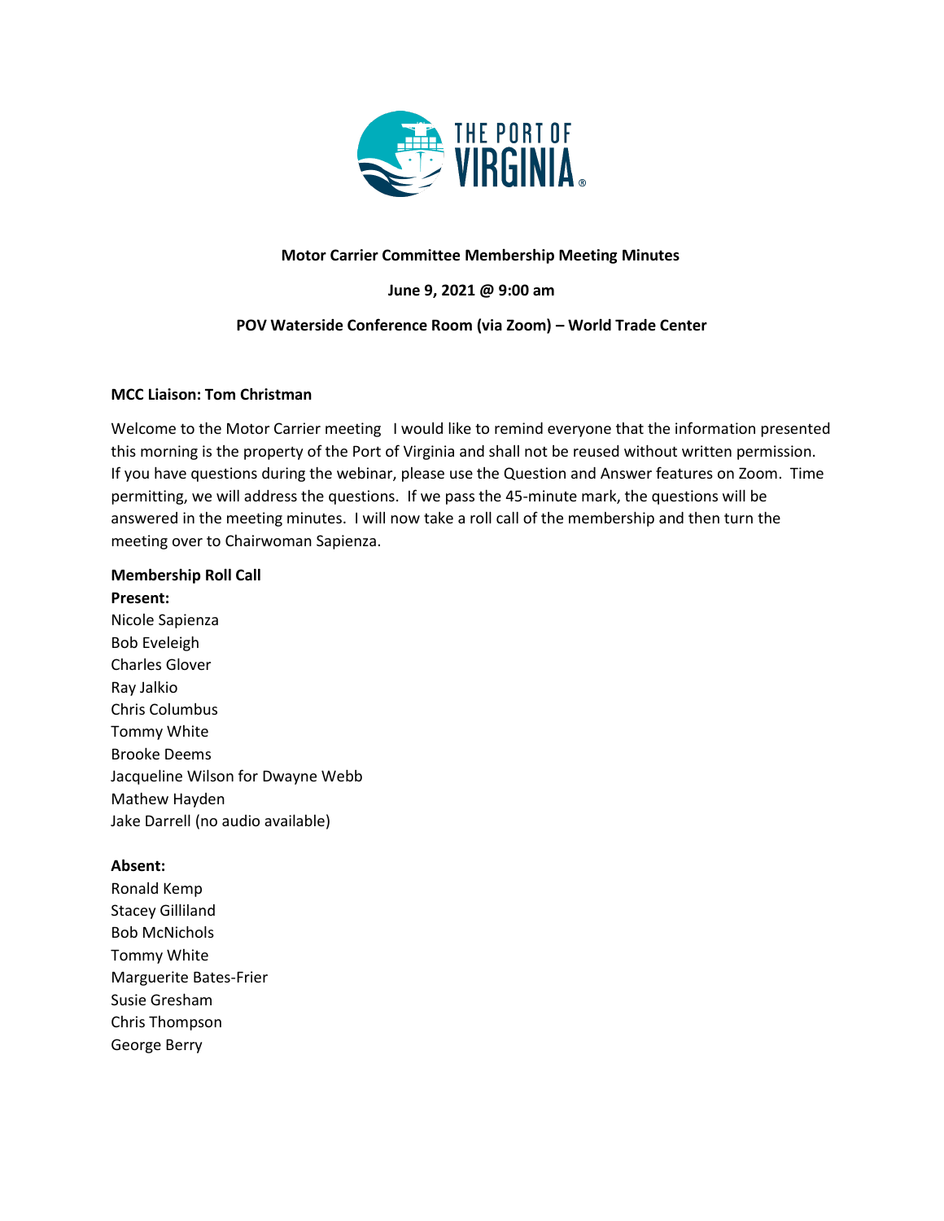**Motor Carrier Committee Membership Meeting Minutes**

**June 9, 2021 @ 9:00 am**

**POV Waterside Conference Room (via Zoom) – World Trade Center**

**MCC Liaison: Tom Christman**

Welcome to the Motor Carrier meeting   I would like to remind everyone that the information presented this morning is the property of the Port of Virginia and shall not be reused without written permission. If you have questions during the webinar, please use the Question and Answer features on Zoom. Time permitting, we will address the questions. If we pass the 45-minute mark, the questions will be answered in the meeting minutes. I will now take a roll call of the membership and then turn the meeting over to Chairwoman Sapienza.

**Membership Roll Call**

**Present:**

Nicole Sapienza
Bob Eveleigh
Charles Glover
Ray Jalkio
Chris Columbus
Tommy White
Brooke Deems
Jacqueline Wilson for Dwayne Webb
Mathew Hayden
Jake Darrell (no audio available)

**Absent:**

Ronald Kemp
Stacey Gilliland
Bob McNichols
Tommy White
Marguerite Bates-Frier
Susie Gresham
Chris Thompson
George Berry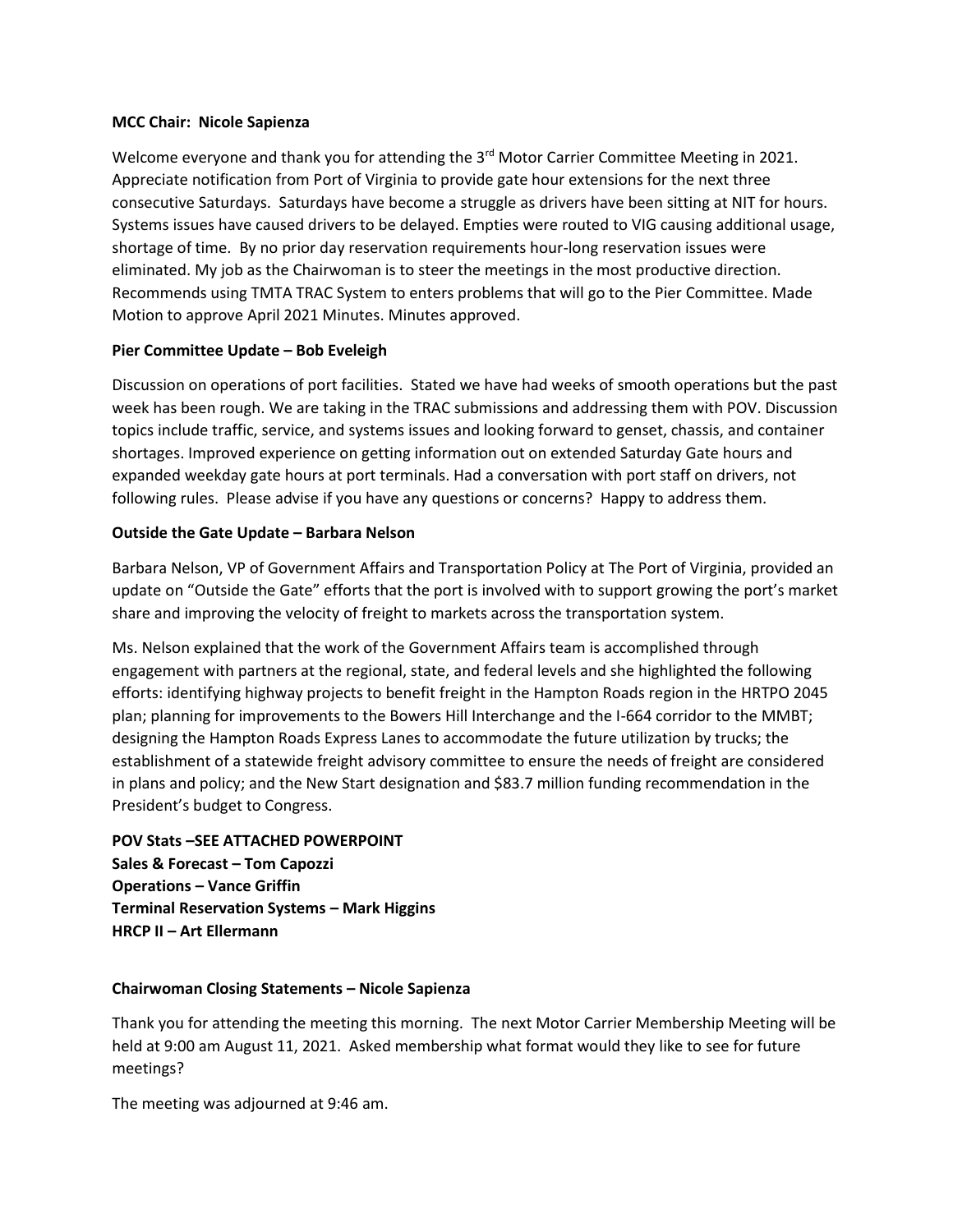**MCC Chair: Nicole Sapienza**

Welcome everyone and thank you for attending the 3rd Motor Carrier Committee Meeting in 2021. Appreciate notification from Port of Virginia to provide gate hour extensions for the next three consecutive Saturdays. Saturdays have become a struggle as drivers have been sitting at NIT for hours. Systems issues have caused drivers to be delayed. Empties were routed to VIG causing additional usage, shortage of time. By no prior day reservation requirements hour-long reservation issues were eliminated. My job as the Chairwoman is to steer the meetings in the most productive direction. Recommends using TMTA TRAC System to enters problems that will go to the Pier Committee. Made Motion to approve April 2021 Minutes. Minutes approved.

**Pier Committee Update – Bob Eveleigh**

Discussion on operations of port facilities. Stated we have had weeks of smooth operations but the past week has been rough. We are taking in the TRAC submissions and addressing them with POV. Discussion topics include traffic, service, and systems issues and looking forward to genset, chassis, and container shortages. Improved experience on getting information out on extended Saturday Gate hours and expanded weekday gate hours at port terminals. Had a conversation with port staff on drivers, not following rules. Please advise if you have any questions or concerns? Happy to address them.

**Outside the Gate Update – Barbara Nelson**

Barbara Nelson, VP of Government Affairs and Transportation Policy at The Port of Virginia, provided an update on "Outside the Gate" efforts that the port is involved with to support growing the port's market share and improving the velocity of freight to markets across the transportation system.

Ms. Nelson explained that the work of the Government Affairs team is accomplished through engagement with partners at the regional, state, and federal levels and she highlighted the following efforts: identifying highway projects to benefit freight in the Hampton Roads region in the HRTPO 2045 plan; planning for improvements to the Bowers Hill Interchange and the I-664 corridor to the MMBT; designing the Hampton Roads Express Lanes to accommodate the future utilization by trucks; the establishment of a statewide freight advisory committee to ensure the needs of freight are considered in plans and policy; and the New Start designation and $83.7 million funding recommendation in the President's budget to Congress.

**POV Stats –SEE ATTACHED POWERPOINT**
**Sales & Forecast – Tom Capozzi**
**Operations – Vance Griffin**
**Terminal Reservation Systems – Mark Higgins**
**HRCP II – Art Ellermann**

**Chairwoman Closing Statements – Nicole Sapienza**

Thank you for attending the meeting this morning. The next Motor Carrier Membership Meeting will be held at 9:00 am August 11, 2021. Asked membership what format would they like to see for future meetings?

The meeting was adjourned at 9:46 am.